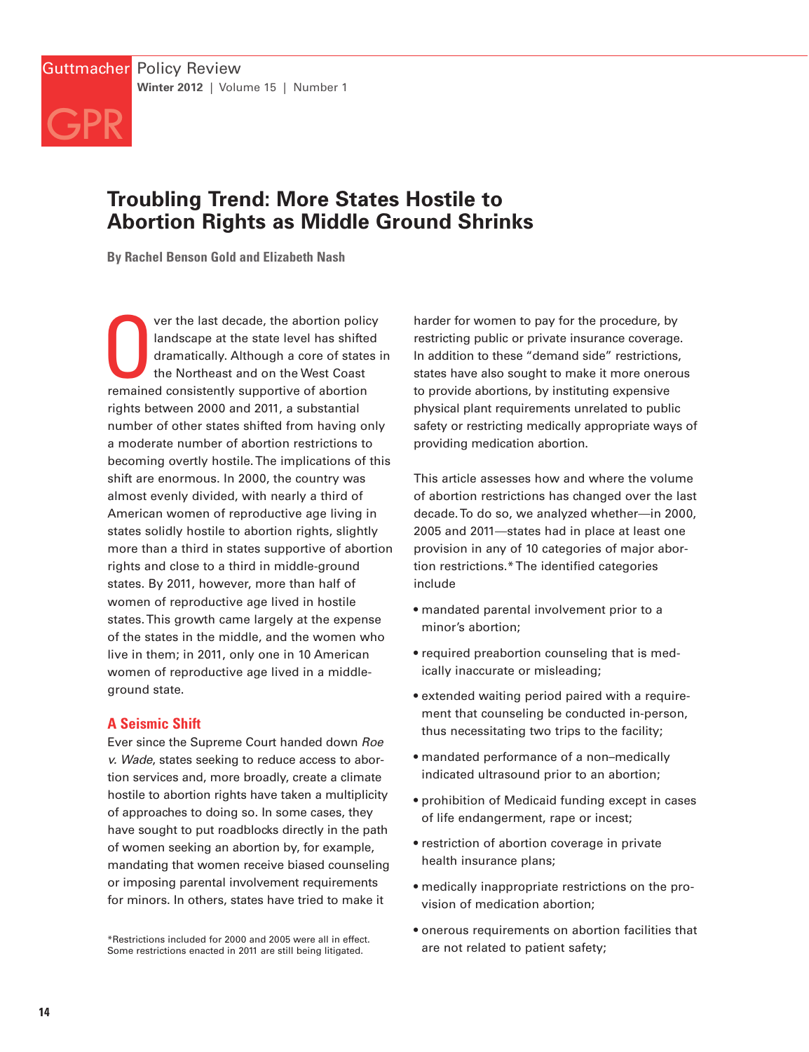# Troubling Trend: More States Hostile to Abortion Rights as Middle Ground Shrinks

**By Rachel Benson Gold and Elizabeth Nash**

Over the last decade, the abortion policy landscape at the state level has shifted dramatically. Although a core of states in the Northeast and on the West Coast remained consistently supportive of abortion rights between 2000 and 2011, a substantial number of other states shifted from having only a moderate number of abortion restrictions to becoming overtly hostile. The implications of this shift are enormous. In 2000, the country was almost evenly divided, with nearly a third of American women of reproductive age living in states solidly hostile to abortion rights, slightly more than a third in states supportive of abortion rights and close to a third in middle-ground states. By 2011, however, more than half of women of reproductive age lived in hostile states. This growth came largely at the expense of the states in the middle, and the women who live in them; in 2011, only one in 10 American women of reproductive age lived in a middle-ground state.

## A Seismic Shift

Ever since the Supreme Court handed down *Roe v. Wade*, states seeking to reduce access to abortion services and, more broadly, create a climate hostile to abortion rights have taken a multiplicity of approaches to doing so. In some cases, they have sought to put roadblocks directly in the path of women seeking an abortion by, for example, mandating that women receive biased counseling or imposing parental involvement requirements for minors. In others, states have tried to make it harder for women to pay for the procedure, by restricting public or private insurance coverage. In addition to these "demand side" restrictions, states have also sought to make it more onerous to provide abortions, by instituting expensive physical plant requirements unrelated to public safety or restricting medically appropriate ways of providing medication abortion.

This article assesses how and where the volume of abortion restrictions has changed over the last decade. To do so, we analyzed whether—in 2000, 2005 and 2011—states had in place at least one provision in any of 10 categories of major abortion restrictions.* The identified categories include

- mandated parental involvement prior to a minor's abortion;
- required preabortion counseling that is medically inaccurate or misleading;
- extended waiting period paired with a requirement that counseling be conducted in-person, thus necessitating two trips to the facility;
- mandated performance of a non–medically indicated ultrasound prior to an abortion;
- prohibition of Medicaid funding except in cases of life endangerment, rape or incest;
- restriction of abortion coverage in private health insurance plans;
- medically inappropriate restrictions on the provision of medication abortion;
- onerous requirements on abortion facilities that are not related to patient safety;

*Restrictions included for 2000 and 2005 were all in effect. Some restrictions enacted in 2011 are still being litigated.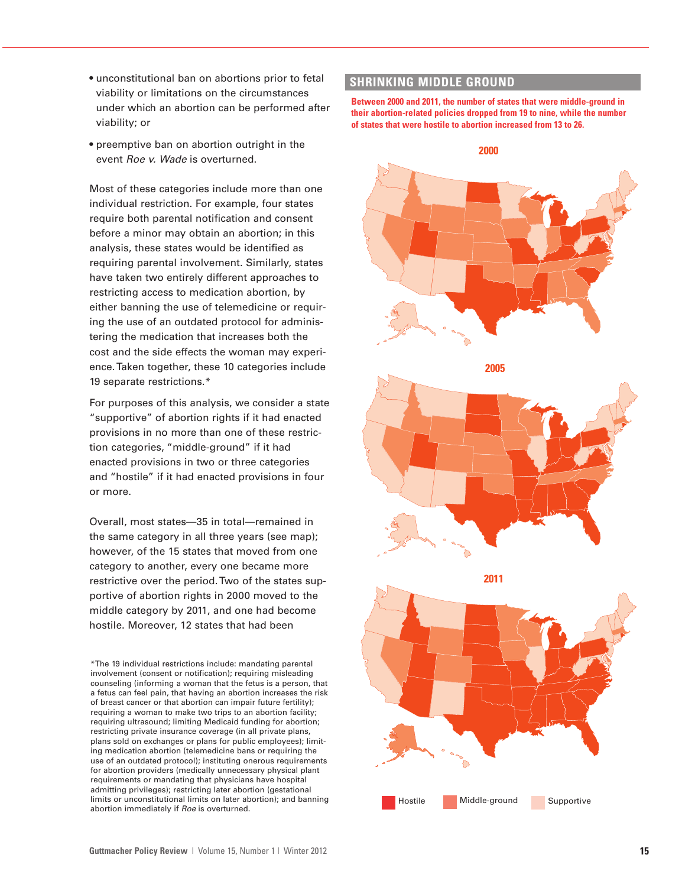- unconstitutional ban on abortions prior to fetal viability or limitations on the circumstances under which an abortion can be performed after viability; or

- preemptive ban on abortion outright in the event *Roe v. Wade* is overturned.

Most of these categories include more than one individual restriction. For example, four states require both parental notification and consent before a minor may obtain an abortion; in this analysis, these states would be identified as requiring parental involvement. Similarly, states have taken two entirely different approaches to restricting access to medication abortion, by either banning the use of telemedicine or requiring the use of an outdated protocol for administering the medication that increases both the cost and the side effects the woman may experience. Taken together, these 10 categories include 19 separate restrictions.*

For purposes of this analysis, we consider a state "supportive" of abortion rights if it had enacted provisions in no more than one of these restriction categories, "middle-ground" if it had enacted provisions in two or three categories and "hostile" if it had enacted provisions in four or more.

Overall, most states—35 in total—remained in the same category in all three years (see map); however, of the 15 states that moved from one category to another, every one became more restrictive over the period. Two of the states supportive of abortion rights in 2000 moved to the middle category by 2011, and one had become hostile. Moreover, 12 states that had been

*The 19 individual restrictions include: mandating parental involvement (consent or notification); requiring misleading counseling (informing a woman that the fetus is a person, that a fetus can feel pain, that having an abortion increases the risk of breast cancer or that abortion can impair future fertility); requiring a woman to make two trips to an abortion facility; requiring ultrasound; limiting Medicaid funding for abortion; restricting private insurance coverage (in all private plans, plans sold on exchanges or plans for public employees); limiting medication abortion (telemedicine bans or requiring the use of an outdated protocol); instituting onerous requirements for abortion providers (medically unnecessary physical plant requirements or mandating that physicians have hospital admitting privileges); restricting later abortion (gestational limits or unconstitutional limits on later abortion); and banning abortion immediately if *Roe* is overturned.

## SHRINKING MIDDLE GROUND

**Between 2000 and 2011, the number of states that were middle-ground in their abortion-related policies dropped from 19 to nine, while the number of states that were hostile to abortion increased from 13 to 26.**

2000

2005

2011

Hostile | Middle-ground | Supportive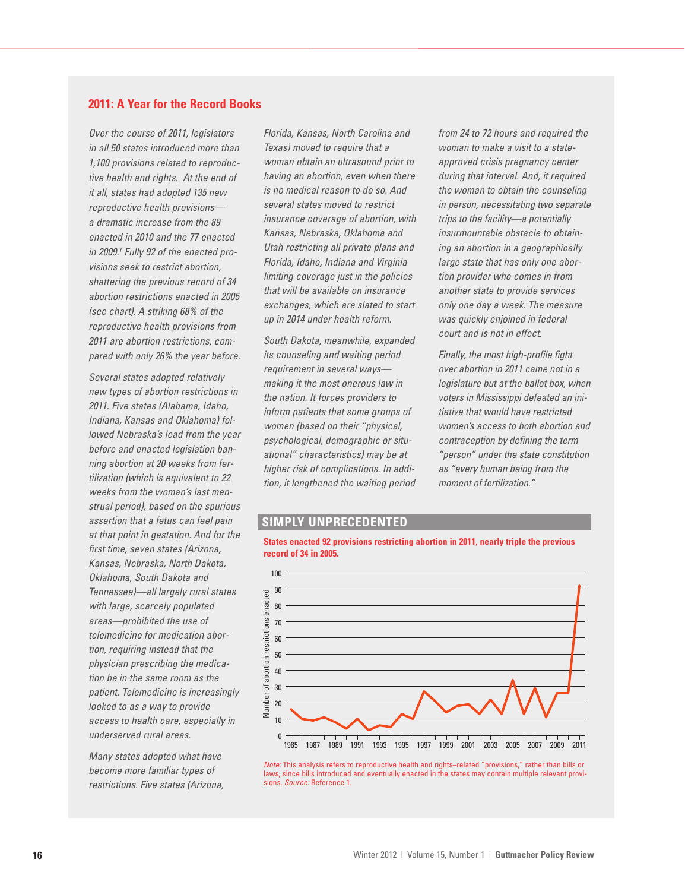## 2011: A Year for the Record Books

*Over the course of 2011, legislators in all 50 states introduced more than 1,100 provisions related to reproductive health and rights. At the end of it all, states had adopted 135 new reproductive health provisions—a dramatic increase from the 89 enacted in 2010 and the 77 enacted in 2009.[1] Fully 92 of the enacted provisions seek to restrict abortion, shattering the previous record of 34 abortion restrictions enacted in 2005 (see chart). A striking 68% of the reproductive health provisions from 2011 are abortion restrictions, compared with only 26% the year before.*

*Several states adopted relatively new types of abortion restrictions in 2011. Five states (Alabama, Idaho, Indiana, Kansas and Oklahoma) followed Nebraska's lead from the year before and enacted legislation banning abortion at 20 weeks from fertilization (which is equivalent to 22 weeks from the woman's last menstrual period), based on the spurious assertion that a fetus can feel pain at that point in gestation. And for the first time, seven states (Arizona, Kansas, Nebraska, North Dakota, Oklahoma, South Dakota and Tennessee)—all largely rural states with large, scarcely populated areas—prohibited the use of telemedicine for medication abortion, requiring instead that the physician prescribing the medication be in the same room as the patient. Telemedicine is increasingly looked to as a way to provide access to health care, especially in underserved rural areas.*

*Many states adopted what have become more familiar types of restrictions. Five states (Arizona, Florida, Kansas, North Carolina and Texas) moved to require that a woman obtain an ultrasound prior to having an abortion, even when there is no medical reason to do so. And several states moved to restrict insurance coverage of abortion, with Kansas, Nebraska, Oklahoma and Utah restricting all private plans and Florida, Idaho, Indiana and Virginia limiting coverage just in the policies that will be available on insurance exchanges, which are slated to start up in 2014 under health reform.*

*South Dakota, meanwhile, expanded its counseling and waiting period requirement in several ways—making it the most onerous law in the nation. It forces providers to inform patients that some groups of women (based on their "physical, psychological, demographic or situational" characteristics) may be at higher risk of complications. In addition, it lengthened the waiting period from 24 to 72 hours and required the woman to make a visit to a state-approved crisis pregnancy center during that interval. And, it required the woman to obtain the counseling in person, necessitating two separate trips to the facility—a potentially insurmountable obstacle to obtaining an abortion in a geographically large state that has only one abortion provider who comes in from another state to provide services only one day a week. The measure was quickly enjoined in federal court and is not in effect.*

*Finally, the most high-profile fight over abortion in 2011 came not in a legislature but at the ballot box, when voters in Mississippi defeated an initiative that would have restricted women's access to both abortion and contraception by defining the term "person" under the state constitution as "every human being from the moment of fertilization."*

### SIMPLY UNPRECEDENTED

**States enacted 92 provisions restricting abortion in 2011, nearly triple the previous record of 34 in 2005.**

*Note:* This analysis refers to reproductive health and rights–related "provisions," rather than bills or laws, since bills introduced and eventually enacted in the states may contain multiple relevant provisions. *Source:* Reference 1.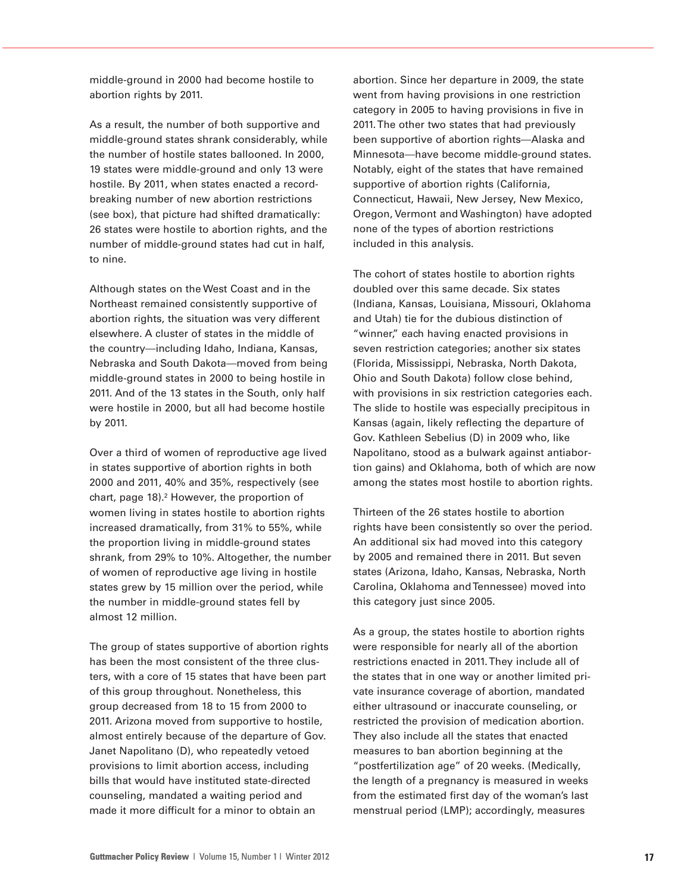middle-ground in 2000 had become hostile to abortion rights by 2011.

As a result, the number of both supportive and middle-ground states shrank considerably, while the number of hostile states ballooned. In 2000, 19 states were middle-ground and only 13 were hostile. By 2011, when states enacted a record-breaking number of new abortion restrictions (see box), that picture had shifted dramatically: 26 states were hostile to abortion rights, and the number of middle-ground states had cut in half, to nine.

Although states on the West Coast and in the Northeast remained consistently supportive of abortion rights, the situation was very different elsewhere. A cluster of states in the middle of the country—including Idaho, Indiana, Kansas, Nebraska and South Dakota—moved from being middle-ground states in 2000 to being hostile in 2011. And of the 13 states in the South, only half were hostile in 2000, but all had become hostile by 2011.

Over a third of women of reproductive age lived in states supportive of abortion rights in both 2000 and 2011, 40% and 35%, respectively (see chart, page 18).[2] However, the proportion of women living in states hostile to abortion rights increased dramatically, from 31% to 55%, while the proportion living in middle-ground states shrank, from 29% to 10%. Altogether, the number of women of reproductive age living in hostile states grew by 15 million over the period, while the number in middle-ground states fell by almost 12 million.

The group of states supportive of abortion rights has been the most consistent of the three clusters, with a core of 15 states that have been part of this group throughout. Nonetheless, this group decreased from 18 to 15 from 2000 to 2011. Arizona moved from supportive to hostile, almost entirely because of the departure of Gov. Janet Napolitano (D), who repeatedly vetoed provisions to limit abortion access, including bills that would have instituted state-directed counseling, mandated a waiting period and made it more difficult for a minor to obtain an abortion. Since her departure in 2009, the state went from having provisions in one restriction category in 2005 to having provisions in five in 2011. The other two states that had previously been supportive of abortion rights—Alaska and Minnesota—have become middle-ground states. Notably, eight of the states that have remained supportive of abortion rights (California, Connecticut, Hawaii, New Jersey, New Mexico, Oregon, Vermont and Washington) have adopted none of the types of abortion restrictions included in this analysis.

The cohort of states hostile to abortion rights doubled over this same decade. Six states (Indiana, Kansas, Louisiana, Missouri, Oklahoma and Utah) tie for the dubious distinction of "winner," each having enacted provisions in seven restriction categories; another six states (Florida, Mississippi, Nebraska, North Dakota, Ohio and South Dakota) follow close behind, with provisions in six restriction categories each. The slide to hostile was especially precipitous in Kansas (again, likely reflecting the departure of Gov. Kathleen Sebelius (D) in 2009 who, like Napolitano, stood as a bulwark against antiabortion gains) and Oklahoma, both of which are now among the states most hostile to abortion rights.

Thirteen of the 26 states hostile to abortion rights have been consistently so over the period. An additional six had moved into this category by 2005 and remained there in 2011. But seven states (Arizona, Idaho, Kansas, Nebraska, North Carolina, Oklahoma and Tennessee) moved into this category just since 2005.

As a group, the states hostile to abortion rights were responsible for nearly all of the abortion restrictions enacted in 2011. They include all of the states that in one way or another limited private insurance coverage of abortion, mandated either ultrasound or inaccurate counseling, or restricted the provision of medication abortion. They also include all the states that enacted measures to ban abortion beginning at the "postfertilization age" of 20 weeks. (Medically, the length of a pregnancy is measured in weeks from the estimated first day of the woman's last menstrual period (LMP); accordingly, measures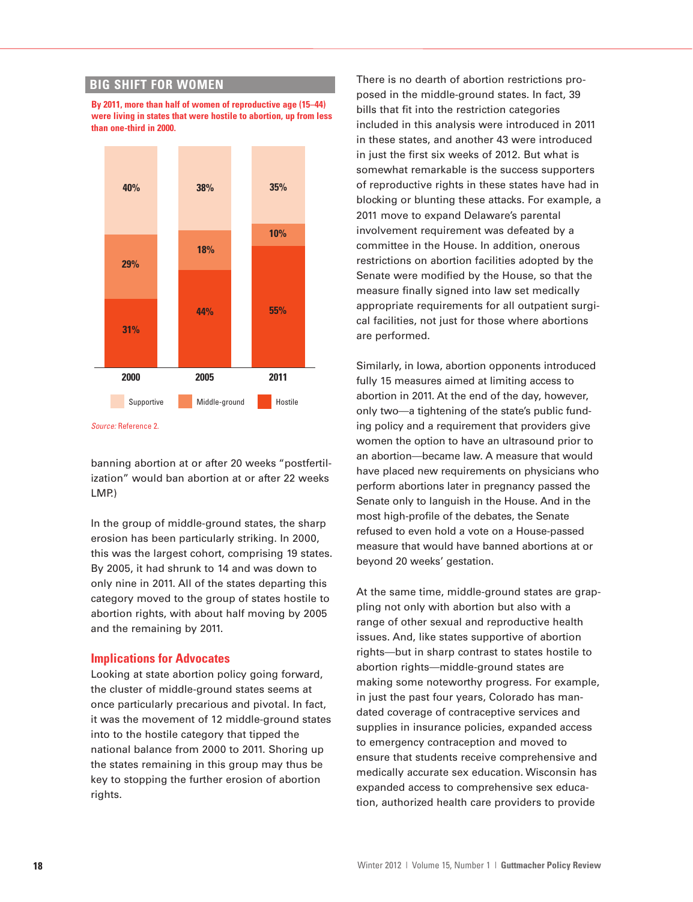## BIG SHIFT FOR WOMEN

**By 2011, more than half of women of reproductive age (15–44) were living in states that were hostile to abortion, up from less than one-third in 2000.**

40%
29%
31%
2000

38%
18%
44%
2005

35%
10%
55%
2011

Supportive
Middle-ground
Hostile

*Source:* Reference 2.

banning abortion at or after 20 weeks "postfertilization" would ban abortion at or after 22 weeks LMP.)

In the group of middle-ground states, the sharp erosion has been particularly striking. In 2000, this was the largest cohort, comprising 19 states. By 2005, it had shrunk to 14 and was down to only nine in 2011. All of the states departing this category moved to the group of states hostile to abortion rights, with about half moving by 2005 and the remaining by 2011.

### Implications for Advocates

Looking at state abortion policy going forward, the cluster of middle-ground states seems at once particularly precarious and pivotal. In fact, it was the movement of 12 middle-ground states into to the hostile category that tipped the national balance from 2000 to 2011. Shoring up the states remaining in this group may thus be key to stopping the further erosion of abortion rights.

There is no dearth of abortion restrictions proposed in the middle-ground states. In fact, 39 bills that fit into the restriction categories included in this analysis were introduced in 2011 in these states, and another 43 were introduced in just the first six weeks of 2012. But what is somewhat remarkable is the success supporters of reproductive rights in these states have had in blocking or blunting these attacks. For example, a 2011 move to expand Delaware's parental involvement requirement was defeated by a committee in the House. In addition, onerous restrictions on abortion facilities adopted by the Senate were modified by the House, so that the measure finally signed into law set medically appropriate requirements for all outpatient surgical facilities, not just for those where abortions are performed.

Similarly, in Iowa, abortion opponents introduced fully 15 measures aimed at limiting access to abortion in 2011. At the end of the day, however, only two—a tightening of the state's public funding policy and a requirement that providers give women the option to have an ultrasound prior to an abortion—became law. A measure that would have placed new requirements on physicians who perform abortions later in pregnancy passed the Senate only to languish in the House. And in the most high-profile of the debates, the Senate refused to even hold a vote on a House-passed measure that would have banned abortions at or beyond 20 weeks' gestation.

At the same time, middle-ground states are grappling not only with abortion but also with a range of other sexual and reproductive health issues. And, like states supportive of abortion rights—but in sharp contrast to states hostile to abortion rights—middle-ground states are making some noteworthy progress. For example, in just the past four years, Colorado has mandated coverage of contraceptive services and supplies in insurance policies, expanded access to emergency contraception and moved to ensure that students receive comprehensive and medically accurate sex education. Wisconsin has expanded access to comprehensive sex education, authorized health care providers to provide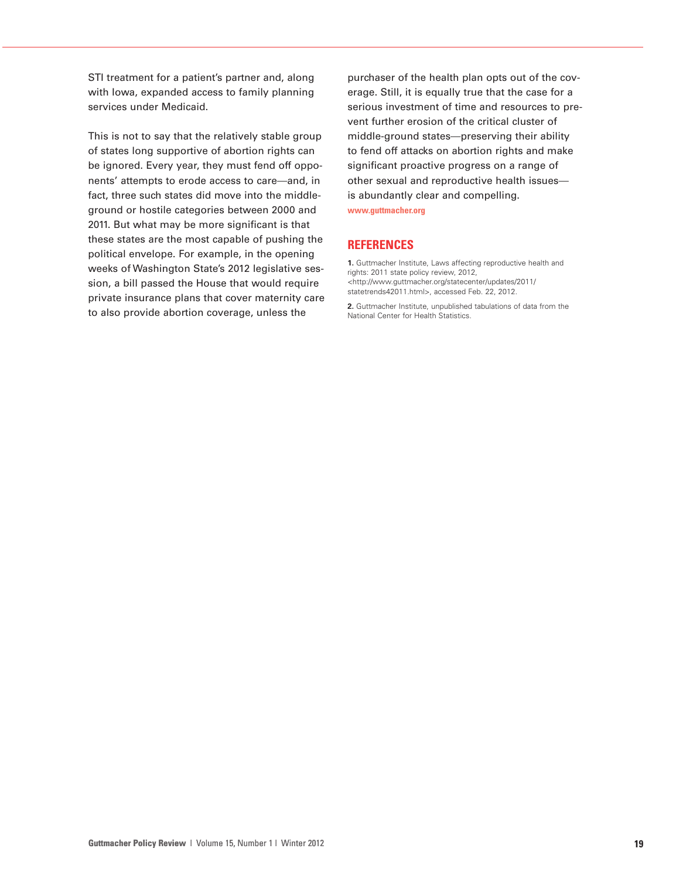STI treatment for a patient's partner and, along with Iowa, expanded access to family planning services under Medicaid.

This is not to say that the relatively stable group of states long supportive of abortion rights can be ignored. Every year, they must fend off opponents' attempts to erode access to care—and, in fact, three such states did move into the middle-ground or hostile categories between 2000 and 2011. But what may be more significant is that these states are the most capable of pushing the political envelope. For example, in the opening weeks of Washington State's 2012 legislative session, a bill passed the House that would require private insurance plans that cover maternity care to also provide abortion coverage, unless the purchaser of the health plan opts out of the coverage. Still, it is equally true that the case for a serious investment of time and resources to prevent further erosion of the critical cluster of middle-ground states—preserving their ability to fend off attacks on abortion rights and make significant proactive progress on a range of other sexual and reproductive health issues—is abundantly clear and compelling.

**www.guttmacher.org**

## REFERENCES

**1.** Guttmacher Institute, Laws affecting reproductive health and rights: 2011 state policy review, 2012, <http://www.guttmacher.org/statecenter/updates/2011/statetrends42011.html>, accessed Feb. 22, 2012.

**2.** Guttmacher Institute, unpublished tabulations of data from the National Center for Health Statistics.